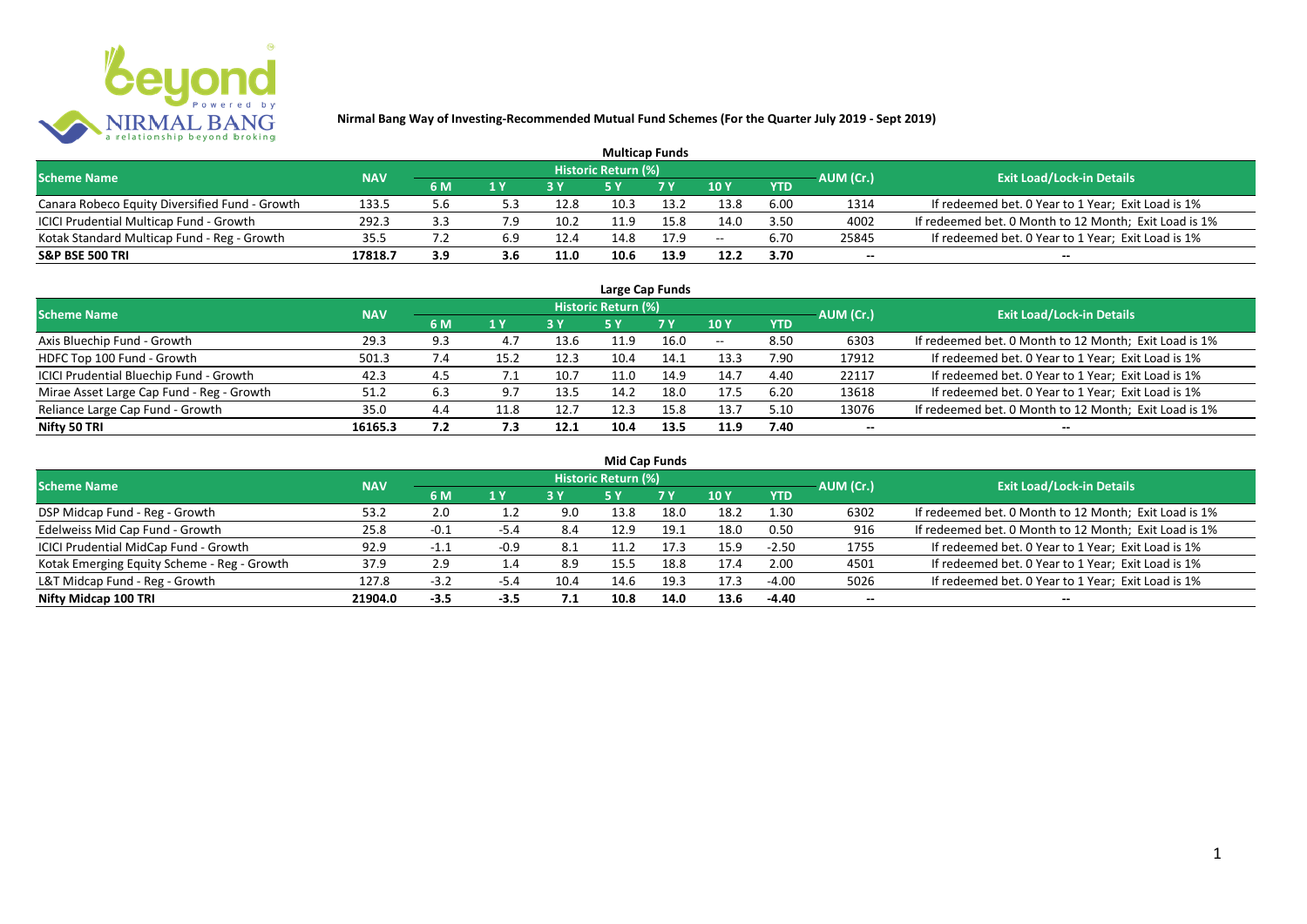# Nirmal Bang Way of Investing-Recommended Mutual Fund Schemes (For the Quarter July 2019 - Sept 2019)

## Multicap Funds

| Scheme Name | NAV | Historic Return (%) | | | | | | | AUM (Cr.) | Exit Load/Lock-in Details |
|---|---|---|---|---|---|---|---|---|---|---|
| | | 6 M | 1 Y | 3 Y | 5 Y | 7 Y | 10 Y | YTD | | |
| Canara Robeco Equity Diversified Fund - Growth | 133.5 | 5.6 | 5.3 | 12.8 | 10.3 | 13.2 | 13.8 | 6.00 | 1314 | If redeemed bet. 0 Year to 1 Year; Exit Load is 1% |
| ICICI Prudential Multicap Fund - Growth | 292.3 | 3.3 | 7.9 | 10.2 | 11.9 | 15.8 | 14.0 | 3.50 | 4002 | If redeemed bet. 0 Month to 12 Month; Exit Load is 1% |
| Kotak Standard Multicap Fund - Reg - Growth | 35.5 | 7.2 | 6.9 | 12.4 | 14.8 | 17.9 | -- | 6.70 | 25845 | If redeemed bet. 0 Year to 1 Year; Exit Load is 1% |
| **S&P BSE 500 TRI** | **17818.7** | **3.9** | **3.6** | **11.0** | **10.6** | **13.9** | **12.2** | **3.70** | -- | -- |

## Large Cap Funds

| Scheme Name | NAV | Historic Return (%) | | | | | | | AUM (Cr.) | Exit Load/Lock-in Details |
|---|---|---|---|---|---|---|---|---|---|---|
| | | 6 M | 1 Y | 3 Y | 5 Y | 7 Y | 10 Y | YTD | | |
| Axis Bluechip Fund - Growth | 29.3 | 9.3 | 4.7 | 13.6 | 11.9 | 16.0 | -- | 8.50 | 6303 | If redeemed bet. 0 Month to 12 Month; Exit Load is 1% |
| HDFC Top 100 Fund - Growth | 501.3 | 7.4 | 15.2 | 12.3 | 10.4 | 14.1 | 13.3 | 7.90 | 17912 | If redeemed bet. 0 Year to 1 Year; Exit Load is 1% |
| ICICI Prudential Bluechip Fund - Growth | 42.3 | 4.5 | 7.1 | 10.7 | 11.0 | 14.9 | 14.7 | 4.40 | 22117 | If redeemed bet. 0 Year to 1 Year; Exit Load is 1% |
| Mirae Asset Large Cap Fund - Reg - Growth | 51.2 | 6.3 | 9.7 | 13.5 | 14.2 | 18.0 | 17.5 | 6.20 | 13618 | If redeemed bet. 0 Year to 1 Year; Exit Load is 1% |
| Reliance Large Cap Fund - Growth | 35.0 | 4.4 | 11.8 | 12.7 | 12.3 | 15.8 | 13.7 | 5.10 | 13076 | If redeemed bet. 0 Month to 12 Month; Exit Load is 1% |
| **Nifty 50 TRI** | **16165.3** | **7.2** | **7.3** | **12.1** | **10.4** | **13.5** | **11.9** | **7.40** | -- | -- |

## Mid Cap Funds

| Scheme Name | NAV | Historic Return (%) | | | | | | | AUM (Cr.) | Exit Load/Lock-in Details |
|---|---|---|---|---|---|---|---|---|---|---|
| | | 6 M | 1 Y | 3 Y | 5 Y | 7 Y | 10 Y | YTD | | |
| DSP Midcap Fund - Reg - Growth | 53.2 | 2.0 | 1.2 | 9.0 | 13.8 | 18.0 | 18.2 | 1.30 | 6302 | If redeemed bet. 0 Month to 12 Month; Exit Load is 1% |
| Edelweiss Mid Cap Fund - Growth | 25.8 | -0.1 | -5.4 | 8.4 | 12.9 | 19.1 | 18.0 | 0.50 | 916 | If redeemed bet. 0 Month to 12 Month; Exit Load is 1% |
| ICICI Prudential MidCap Fund - Growth | 92.9 | -1.1 | -0.9 | 8.1 | 11.2 | 17.3 | 15.9 | -2.50 | 1755 | If redeemed bet. 0 Year to 1 Year; Exit Load is 1% |
| Kotak Emerging Equity Scheme - Reg - Growth | 37.9 | 2.9 | 1.4 | 8.9 | 15.5 | 18.8 | 17.4 | 2.00 | 4501 | If redeemed bet. 0 Year to 1 Year; Exit Load is 1% |
| L&T Midcap Fund - Reg - Growth | 127.8 | -3.2 | -5.4 | 10.4 | 14.6 | 19.3 | 17.3 | -4.00 | 5026 | If redeemed bet. 0 Year to 1 Year; Exit Load is 1% |
| **Nifty Midcap 100 TRI** | **21904.0** | **-3.5** | **-3.5** | **7.1** | **10.8** | **14.0** | **13.6** | **-4.40** | -- | -- |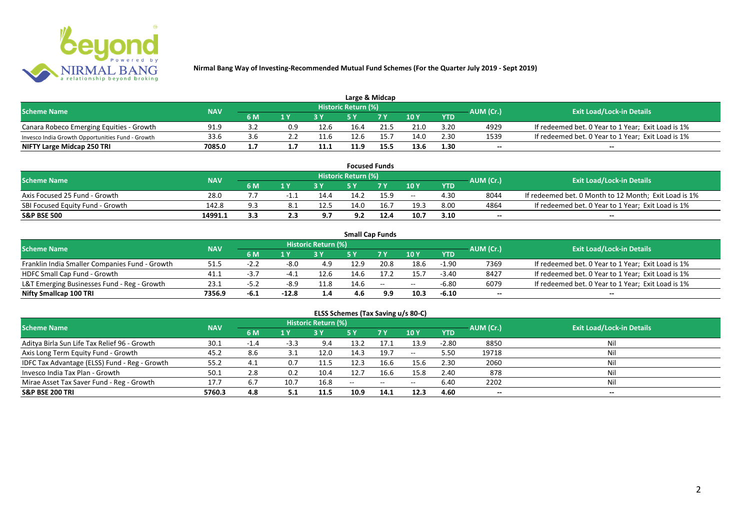# Nirmal Bang Way of Investing-Recommended Mutual Fund Schemes (For the Quarter July 2019 - Sept 2019)

## Large & Midcap

| Scheme Name | NAV | Historic Return (%) | | | | | | | AUM (Cr.) | Exit Load/Lock-in Details |
|---|---|---|---|---|---|---|---|---|---|---|
| | | 6 M | 1 Y | 3 Y | 5 Y | 7 Y | 10 Y | YTD | | |
| Canara Robeco Emerging Equities - Growth | 91.9 | 3.2 | 0.9 | 12.6 | 16.4 | 21.5 | 21.0 | 3.20 | 4929 | If redeemed bet. 0 Year to 1 Year; Exit Load is 1% |
| Invesco India Growth Opportunities Fund - Growth | 33.6 | 3.6 | 2.2 | 11.6 | 12.6 | 15.7 | 14.0 | 2.30 | 1539 | If redeemed bet. 0 Year to 1 Year; Exit Load is 1% |
| **NIFTY Large Midcap 250 TRI** | **7085.0** | **1.7** | **1.7** | **11.1** | **11.9** | **15.5** | **13.6** | **1.30** | **--** | **--** |

## Focused Funds

| Scheme Name | NAV | Historic Return (%) | | | | | | | AUM (Cr.) | Exit Load/Lock-in Details |
|---|---|---|---|---|---|---|---|---|---|---|
| | | 6 M | 1 Y | 3 Y | 5 Y | 7 Y | 10 Y | YTD | | |
| Axis Focused 25 Fund - Growth | 28.0 | 7.7 | -1.1 | 14.4 | 14.2 | 15.9 | -- | 4.30 | 8044 | If redeemed bet. 0 Month to 12 Month; Exit Load is 1% |
| SBI Focused Equity Fund - Growth | 142.8 | 9.3 | 8.1 | 12.5 | 14.0 | 16.7 | 19.3 | 8.00 | 4864 | If redeemed bet. 0 Year to 1 Year; Exit Load is 1% |
| **S&P BSE 500** | **14991.1** | **3.3** | **2.3** | **9.7** | **9.2** | **12.4** | **10.7** | **3.10** | **--** | **--** |

## Small Cap Funds

| Scheme Name | NAV | Historic Return (%) | | | | | | | AUM (Cr.) | Exit Load/Lock-in Details |
|---|---|---|---|---|---|---|---|---|---|---|
| | | 6 M | 1 Y | 3 Y | 5 Y | 7 Y | 10 Y | YTD | | |
| Franklin India Smaller Companies Fund - Growth | 51.5 | -2.2 | -8.0 | 4.9 | 12.9 | 20.8 | 18.6 | -1.90 | 7369 | If redeemed bet. 0 Year to 1 Year; Exit Load is 1% |
| HDFC Small Cap Fund - Growth | 41.1 | -3.7 | -4.1 | 12.6 | 14.6 | 17.2 | 15.7 | -3.40 | 8427 | If redeemed bet. 0 Year to 1 Year; Exit Load is 1% |
| L&T Emerging Businesses Fund - Reg - Growth | 23.1 | -5.2 | -8.9 | 11.8 | 14.6 | -- | -- | -6.80 | 6079 | If redeemed bet. 0 Year to 1 Year; Exit Load is 1% |
| **Nifty Smallcap 100 TRI** | **7356.9** | **-6.1** | **-12.8** | **1.4** | **4.6** | **9.9** | **10.3** | **-6.10** | **--** | **--** |

## ELSS Schemes (Tax Saving u/s 80-C)

| Scheme Name | NAV | Historic Return (%) | | | | | | | AUM (Cr.) | Exit Load/Lock-in Details |
|---|---|---|---|---|---|---|---|---|---|---|
| | | 6 M | 1 Y | 3 Y | 5 Y | 7 Y | 10 Y | YTD | | |
| Aditya Birla Sun Life Tax Relief 96 - Growth | 30.1 | -1.4 | -3.3 | 9.4 | 13.2 | 17.1 | 13.9 | -2.80 | 8850 | Nil |
| Axis Long Term Equity Fund - Growth | 45.2 | 8.6 | 3.1 | 12.0 | 14.3 | 19.7 | -- | 5.50 | 19718 | Nil |
| IDFC Tax Advantage (ELSS) Fund - Reg - Growth | 55.2 | 4.1 | 0.7 | 11.5 | 12.3 | 16.6 | 15.6 | 2.30 | 2060 | Nil |
| Invesco India Tax Plan - Growth | 50.1 | 2.8 | 0.2 | 10.4 | 12.7 | 16.6 | 15.8 | 2.40 | 878 | Nil |
| Mirae Asset Tax Saver Fund - Reg - Growth | 17.7 | 6.7 | 10.7 | 16.8 | -- | -- | -- | 6.40 | 2202 | Nil |
| **S&P BSE 200 TRI** | **5760.3** | **4.8** | **5.1** | **11.5** | **10.9** | **14.1** | **12.3** | **4.60** | **--** | **--** |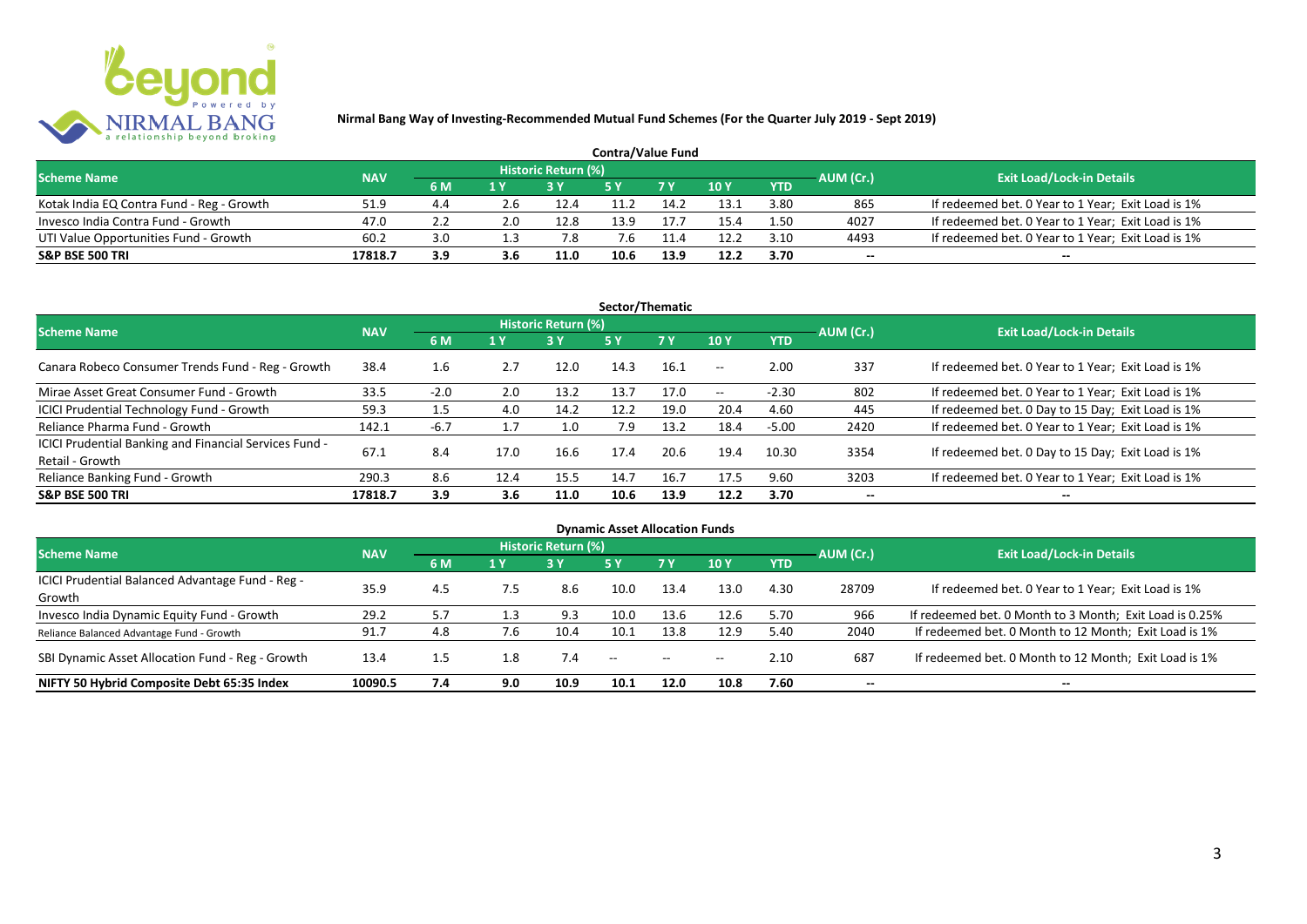**Nirmal Bang Way of Investing-Recommended Mutual Fund Schemes (For the Quarter July 2019 - Sept 2019)**

## Contra/Value Fund

| Scheme Name | NAV | Historic Return (%) | | | | | | | AUM (Cr.) | Exit Load/Lock-in Details |
|---|---|---|---|---|---|---|---|---|---|---|
| | | 6 M | 1 Y | 3 Y | 5 Y | 7 Y | 10 Y | YTD | | |
| Kotak India EQ Contra Fund - Reg - Growth | 51.9 | 4.4 | 2.6 | 12.4 | 11.2 | 14.2 | 13.1 | 3.80 | 865 | If redeemed bet. 0 Year to 1 Year; Exit Load is 1% |
| Invesco India Contra Fund - Growth | 47.0 | 2.2 | 2.0 | 12.8 | 13.9 | 17.7 | 15.4 | 1.50 | 4027 | If redeemed bet. 0 Year to 1 Year; Exit Load is 1% |
| UTI Value Opportunities Fund - Growth | 60.2 | 3.0 | 1.3 | 7.8 | 7.6 | 11.4 | 12.2 | 3.10 | 4493 | If redeemed bet. 0 Year to 1 Year; Exit Load is 1% |
| **S&P BSE 500 TRI** | **17818.7** | **3.9** | **3.6** | **11.0** | **10.6** | **13.9** | **12.2** | **3.70** | -- | -- |

## Sector/Thematic

| Scheme Name | NAV | Historic Return (%) | | | | | | | AUM (Cr.) | Exit Load/Lock-in Details |
|---|---|---|---|---|---|---|---|---|---|---|
| | | 6 M | 1 Y | 3 Y | 5 Y | 7 Y | 10 Y | YTD | | |
| Canara Robeco Consumer Trends Fund - Reg - Growth | 38.4 | 1.6 | 2.7 | 12.0 | 14.3 | 16.1 | -- | 2.00 | 337 | If redeemed bet. 0 Year to 1 Year; Exit Load is 1% |
| Mirae Asset Great Consumer Fund - Growth | 33.5 | -2.0 | 2.0 | 13.2 | 13.7 | 17.0 | -- | -2.30 | 802 | If redeemed bet. 0 Year to 1 Year; Exit Load is 1% |
| ICICI Prudential Technology Fund - Growth | 59.3 | 1.5 | 4.0 | 14.2 | 12.2 | 19.0 | 20.4 | 4.60 | 445 | If redeemed bet. 0 Day to 15 Day; Exit Load is 1% |
| Reliance Pharma Fund - Growth | 142.1 | -6.7 | 1.7 | 1.0 | 7.9 | 13.2 | 18.4 | -5.00 | 2420 | If redeemed bet. 0 Year to 1 Year; Exit Load is 1% |
| ICICI Prudential Banking and Financial Services Fund - Retail - Growth | 67.1 | 8.4 | 17.0 | 16.6 | 17.4 | 20.6 | 19.4 | 10.30 | 3354 | If redeemed bet. 0 Day to 15 Day; Exit Load is 1% |
| Reliance Banking Fund - Growth | 290.3 | 8.6 | 12.4 | 15.5 | 14.7 | 16.7 | 17.5 | 9.60 | 3203 | If redeemed bet. 0 Year to 1 Year; Exit Load is 1% |
| **S&P BSE 500 TRI** | **17818.7** | **3.9** | **3.6** | **11.0** | **10.6** | **13.9** | **12.2** | **3.70** | -- | -- |

## Dynamic Asset Allocation Funds

| Scheme Name | NAV | Historic Return (%) | | | | | | | AUM (Cr.) | Exit Load/Lock-in Details |
|---|---|---|---|---|---|---|---|---|---|---|
| | | 6 M | 1 Y | 3 Y | 5 Y | 7 Y | 10 Y | YTD | | |
| ICICI Prudential Balanced Advantage Fund - Reg - Growth | 35.9 | 4.5 | 7.5 | 8.6 | 10.0 | 13.4 | 13.0 | 4.30 | 28709 | If redeemed bet. 0 Year to 1 Year; Exit Load is 1% |
| Invesco India Dynamic Equity Fund - Growth | 29.2 | 5.7 | 1.3 | 9.3 | 10.0 | 13.6 | 12.6 | 5.70 | 966 | If redeemed bet. 0 Month to 3 Month; Exit Load is 0.25% |
| Reliance Balanced Advantage Fund - Growth | 91.7 | 4.8 | 7.6 | 10.4 | 10.1 | 13.8 | 12.9 | 5.40 | 2040 | If redeemed bet. 0 Month to 12 Month; Exit Load is 1% |
| SBI Dynamic Asset Allocation Fund - Reg - Growth | 13.4 | 1.5 | 1.8 | 7.4 | -- | -- | -- | 2.10 | 687 | If redeemed bet. 0 Month to 12 Month; Exit Load is 1% |
| **NIFTY 50 Hybrid Composite Debt 65:35 Index** | **10090.5** | **7.4** | **9.0** | **10.9** | **10.1** | **12.0** | **10.8** | **7.60** | -- | -- |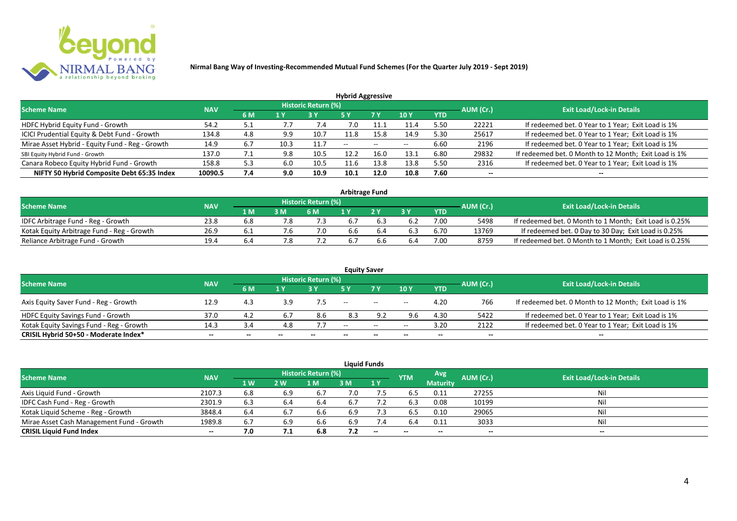**Nirmal Bang Way of Investing-Recommended Mutual Fund Schemes (For the Quarter July 2019 - Sept 2019)**

### Hybrid Aggressive

| Scheme Name | NAV | Historic Return (%) | | | | | | | AUM (Cr.) | Exit Load/Lock-in Details |
|---|---|---|---|---|---|---|---|---|---|---|
| | | 6 M | 1 Y | 3 Y | 5 Y | 7 Y | 10 Y | YTD | | |
| HDFC Hybrid Equity Fund - Growth | 54.2 | 5.1 | 7.7 | 7.4 | 7.0 | 11.1 | 11.4 | 5.50 | 22221 | If redeemed bet. 0 Year to 1 Year; Exit Load is 1% |
| ICICI Prudential Equity & Debt Fund - Growth | 134.8 | 4.8 | 9.9 | 10.7 | 11.8 | 15.8 | 14.9 | 5.30 | 25617 | If redeemed bet. 0 Year to 1 Year; Exit Load is 1% |
| Mirae Asset Hybrid - Equity Fund - Reg - Growth | 14.9 | 6.7 | 10.3 | 11.7 | -- | -- | -- | 6.60 | 2196 | If redeemed bet. 0 Year to 1 Year; Exit Load is 1% |
| SBI Equity Hybrid Fund - Growth | 137.0 | 7.1 | 9.8 | 10.5 | 12.2 | 16.0 | 13.1 | 6.80 | 29832 | If redeemed bet. 0 Month to 12 Month; Exit Load is 1% |
| Canara Robeco Equity Hybrid Fund - Growth | 158.8 | 5.3 | 6.0 | 10.5 | 11.6 | 13.8 | 13.8 | 5.50 | 2316 | If redeemed bet. 0 Year to 1 Year; Exit Load is 1% |
| **NIFTY 50 Hybrid Composite Debt 65:35 Index** | **10090.5** | **7.4** | **9.0** | **10.9** | **10.1** | **12.0** | **10.8** | **7.60** | **--** | **--** |

### Arbitrage Fund

| Scheme Name | NAV | Historic Return (%) | | | | | | | AUM (Cr.) | Exit Load/Lock-in Details |
|---|---|---|---|---|---|---|---|---|---|---|
| | | 1 M | 3 M | 6 M | 1 Y | 2 Y | 3 Y | YTD | | |
| IDFC Arbitrage Fund - Reg - Growth | 23.8 | 6.8 | 7.8 | 7.3 | 6.7 | 6.3 | 6.2 | 7.00 | 5498 | If redeemed bet. 0 Month to 1 Month; Exit Load is 0.25% |
| Kotak Equity Arbitrage Fund - Reg - Growth | 26.9 | 6.1 | 7.6 | 7.0 | 6.6 | 6.4 | 6.3 | 6.70 | 13769 | If redeemed bet. 0 Day to 30 Day; Exit Load is 0.25% |
| Reliance Arbitrage Fund - Growth | 19.4 | 6.4 | 7.8 | 7.2 | 6.7 | 6.6 | 6.4 | 7.00 | 8759 | If redeemed bet. 0 Month to 1 Month; Exit Load is 0.25% |

### Equity Saver

| Scheme Name | NAV | Historic Return (%) | | | | | | | AUM (Cr.) | Exit Load/Lock-in Details |
|---|---|---|---|---|---|---|---|---|---|---|
| | | 6 M | 1 Y | 3 Y | 5 Y | 7 Y | 10 Y | YTD | | |
| Axis Equity Saver Fund - Reg - Growth | 12.9 | 4.3 | 3.9 | 7.5 | -- | -- | -- | 4.20 | 766 | If redeemed bet. 0 Month to 12 Month; Exit Load is 1% |
| HDFC Equity Savings Fund - Growth | 37.0 | 4.2 | 6.7 | 8.6 | 8.3 | 9.2 | 9.6 | 4.30 | 5422 | If redeemed bet. 0 Year to 1 Year; Exit Load is 1% |
| Kotak Equity Savings Fund - Reg - Growth | 14.3 | 3.4 | 4.8 | 7.7 | -- | -- | -- | 3.20 | 2122 | If redeemed bet. 0 Year to 1 Year; Exit Load is 1% |
| **CRISIL Hybrid 50+50 - Moderate Index*** | **--** | **--** | **--** | **--** | **--** | **--** | **--** | **--** | **--** | **--** |

### Liquid Funds

| Scheme Name | NAV | Historic Return (%) | | | | | YTM | Avg Maturity | AUM (Cr.) | Exit Load/Lock-in Details |
|---|---|---|---|---|---|---|---|---|---|---|
| | | 1 W | 2 W | 1 M | 3 M | 1 Y | | | | |
| Axis Liquid Fund - Growth | 2107.3 | 6.8 | 6.9 | 6.7 | 7.0 | 7.5 | 6.5 | 0.11 | 27255 | Nil |
| IDFC Cash Fund - Reg - Growth | 2301.9 | 6.3 | 6.4 | 6.4 | 6.7 | 7.2 | 6.3 | 0.08 | 10199 | Nil |
| Kotak Liquid Scheme - Reg - Growth | 3848.4 | 6.4 | 6.7 | 6.6 | 6.9 | 7.3 | 6.5 | 0.10 | 29065 | Nil |
| Mirae Asset Cash Management Fund - Growth | 1989.8 | 6.7 | 6.9 | 6.6 | 6.9 | 7.4 | 6.4 | 0.11 | 3033 | Nil |
| **CRISIL Liquid Fund Index** | **--** | **7.0** | **7.1** | **6.8** | **7.2** | **--** | **--** | **--** | **--** | **--** |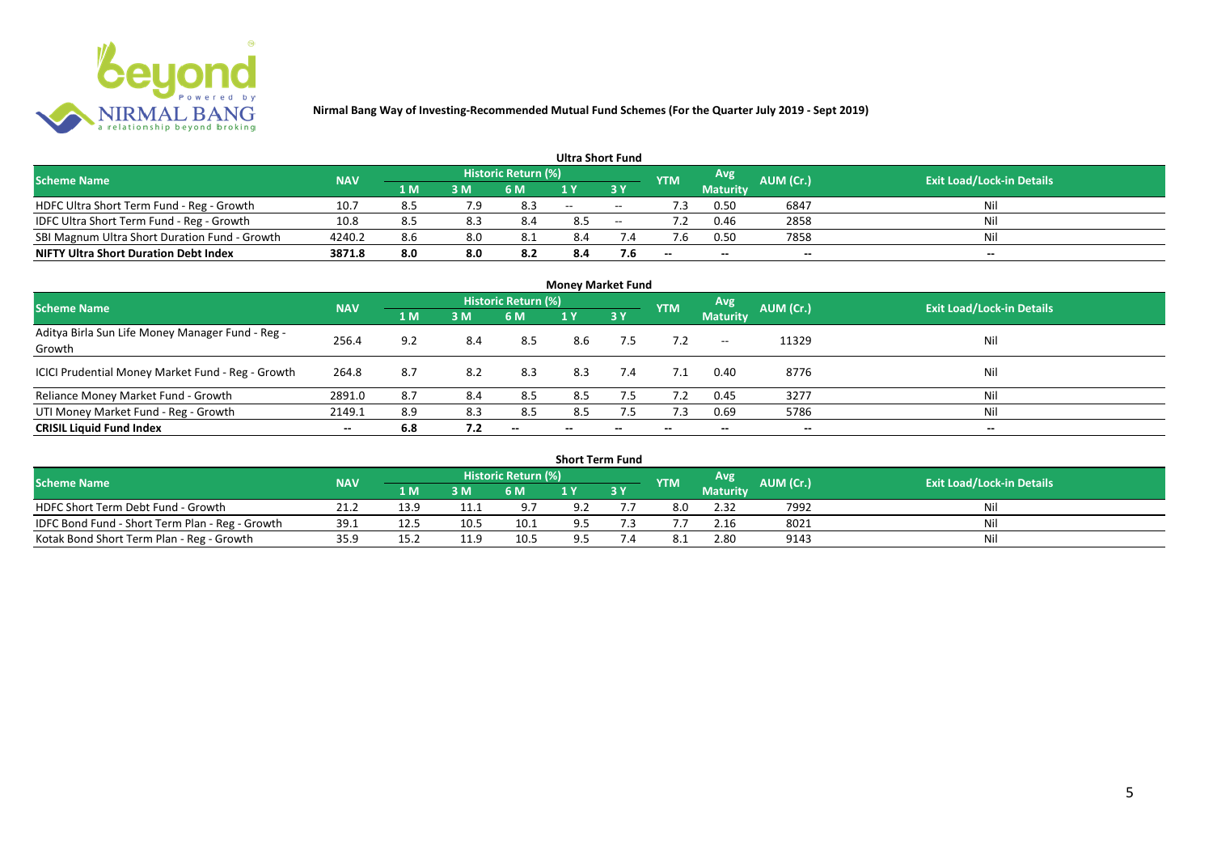**Nirmal Bang Way of Investing-Recommended Mutual Fund Schemes (For the Quarter July 2019 - Sept 2019)**

## Ultra Short Fund

| Scheme Name | NAV | Historic Return (%) | | | | | YTM | Avg Maturity | AUM (Cr.) | Exit Load/Lock-in Details |
|---|---|---|---|---|---|---|---|---|---|---|
| | | 1 M | 3 M | 6 M | 1 Y | 3 Y | | | | |
| HDFC Ultra Short Term Fund - Reg - Growth | 10.7 | 8.5 | 7.9 | 8.3 | -- | -- | 7.3 | 0.50 | 6847 | Nil |
| IDFC Ultra Short Term Fund - Reg - Growth | 10.8 | 8.5 | 8.3 | 8.4 | 8.5 | -- | 7.2 | 0.46 | 2858 | Nil |
| SBI Magnum Ultra Short Duration Fund - Growth | 4240.2 | 8.6 | 8.0 | 8.1 | 8.4 | 7.4 | 7.6 | 0.50 | 7858 | Nil |
| **NIFTY Ultra Short Duration Debt Index** | **3871.8** | **8.0** | **8.0** | **8.2** | **8.4** | **7.6** | **--** | **--** | **--** | **--** |

## Money Market Fund

| Scheme Name | NAV | Historic Return (%) | | | | | YTM | Avg Maturity | AUM (Cr.) | Exit Load/Lock-in Details |
|---|---|---|---|---|---|---|---|---|---|---|
| | | 1 M | 3 M | 6 M | 1 Y | 3 Y | | | | |
| Aditya Birla Sun Life Money Manager Fund - Reg - Growth | 256.4 | 9.2 | 8.4 | 8.5 | 8.6 | 7.5 | 7.2 | -- | 11329 | Nil |
| ICICI Prudential Money Market Fund - Reg - Growth | 264.8 | 8.7 | 8.2 | 8.3 | 8.3 | 7.4 | 7.1 | 0.40 | 8776 | Nil |
| Reliance Money Market Fund - Growth | 2891.0 | 8.7 | 8.4 | 8.5 | 8.5 | 7.5 | 7.2 | 0.45 | 3277 | Nil |
| UTI Money Market Fund - Reg - Growth | 2149.1 | 8.9 | 8.3 | 8.5 | 8.5 | 7.5 | 7.3 | 0.69 | 5786 | Nil |
| **CRISIL Liquid Fund Index** | **--** | **6.8** | **7.2** | **--** | **--** | **--** | **--** | **--** | **--** | **--** |

## Short Term Fund

| Scheme Name | NAV | Historic Return (%) | | | | | YTM | Avg Maturity | AUM (Cr.) | Exit Load/Lock-in Details |
|---|---|---|---|---|---|---|---|---|---|---|
| | | 1 M | 3 M | 6 M | 1 Y | 3 Y | | | | |
| HDFC Short Term Debt Fund - Growth | 21.2 | 13.9 | 11.1 | 9.7 | 9.2 | 7.7 | 8.0 | 2.32 | 7992 | Nil |
| IDFC Bond Fund - Short Term Plan - Reg - Growth | 39.1 | 12.5 | 10.5 | 10.1 | 9.5 | 7.3 | 7.7 | 2.16 | 8021 | Nil |
| Kotak Bond Short Term Plan - Reg - Growth | 35.9 | 15.2 | 11.9 | 10.5 | 9.5 | 7.4 | 8.1 | 2.80 | 9143 | Nil |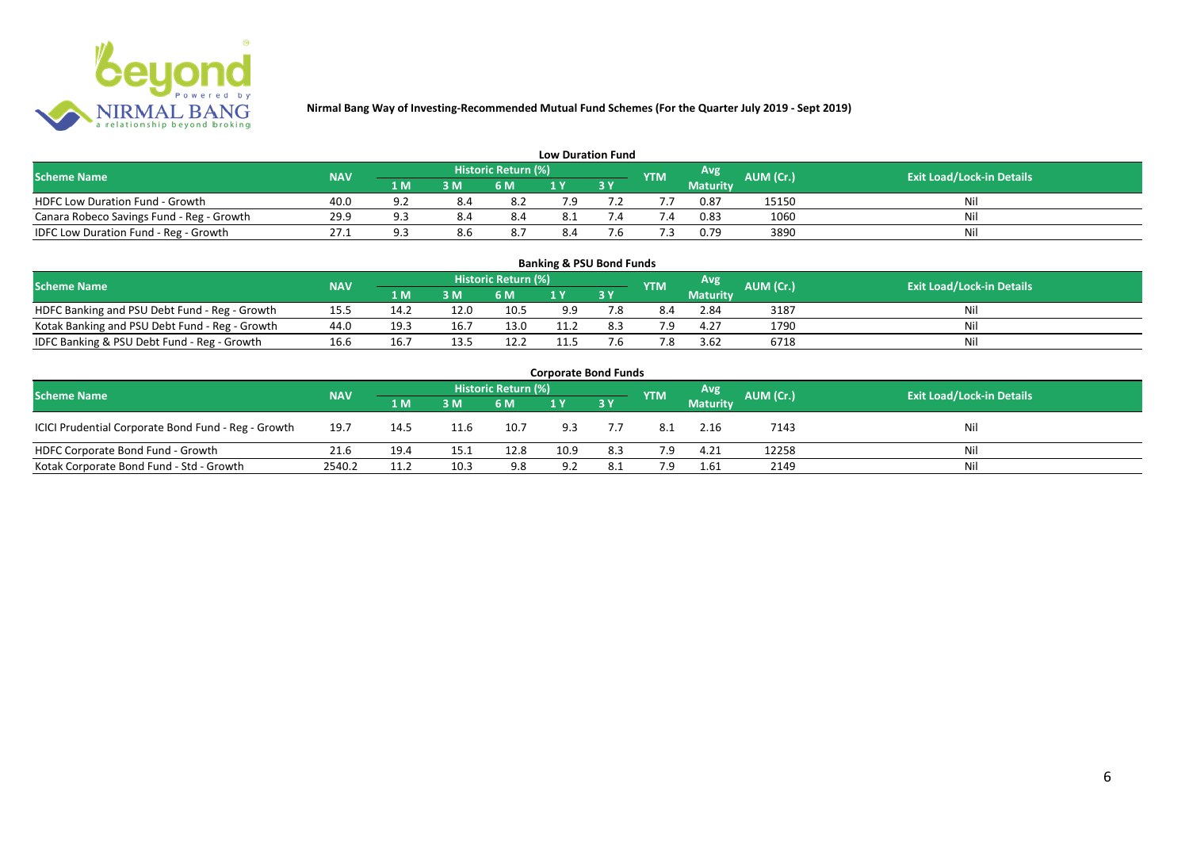**Nirmal Bang Way of Investing-Recommended Mutual Fund Schemes (For the Quarter July 2019 - Sept 2019)**

## Low Duration Fund

| Scheme Name | NAV | Historic Return (%) | | | | | YTM | Avg Maturity | AUM (Cr.) | Exit Load/Lock-in Details |
|---|---|---|---|---|---|---|---|---|---|---|
| | | 1 M | 3 M | 6 M | 1 Y | 3 Y | | | | |
| HDFC Low Duration Fund - Growth | 40.0 | 9.2 | 8.4 | 8.2 | 7.9 | 7.2 | 7.7 | 0.87 | 15150 | Nil |
| Canara Robeco Savings Fund - Reg - Growth | 29.9 | 9.3 | 8.4 | 8.4 | 8.1 | 7.4 | 7.4 | 0.83 | 1060 | Nil |
| IDFC Low Duration Fund - Reg - Growth | 27.1 | 9.3 | 8.6 | 8.7 | 8.4 | 7.6 | 7.3 | 0.79 | 3890 | Nil |

## Banking & PSU Bond Funds

| Scheme Name | NAV | Historic Return (%) | | | | | YTM | Avg Maturity | AUM (Cr.) | Exit Load/Lock-in Details |
|---|---|---|---|---|---|---|---|---|---|---|
| | | 1 M | 3 M | 6 M | 1 Y | 3 Y | | | | |
| HDFC Banking and PSU Debt Fund - Reg - Growth | 15.5 | 14.2 | 12.0 | 10.5 | 9.9 | 7.8 | 8.4 | 2.84 | 3187 | Nil |
| Kotak Banking and PSU Debt Fund - Reg - Growth | 44.0 | 19.3 | 16.7 | 13.0 | 11.2 | 8.3 | 7.9 | 4.27 | 1790 | Nil |
| IDFC Banking & PSU Debt Fund - Reg - Growth | 16.6 | 16.7 | 13.5 | 12.2 | 11.5 | 7.6 | 7.8 | 3.62 | 6718 | Nil |

## Corporate Bond Funds

| Scheme Name | NAV | Historic Return (%) | | | | | YTM | Avg Maturity | AUM (Cr.) | Exit Load/Lock-in Details |
|---|---|---|---|---|---|---|---|---|---|---|
| | | 1 M | 3 M | 6 M | 1 Y | 3 Y | | | | |
| ICICI Prudential Corporate Bond Fund - Reg - Growth | 19.7 | 14.5 | 11.6 | 10.7 | 9.3 | 7.7 | 8.1 | 2.16 | 7143 | Nil |
| HDFC Corporate Bond Fund - Growth | 21.6 | 19.4 | 15.1 | 12.8 | 10.9 | 8.3 | 7.9 | 4.21 | 12258 | Nil |
| Kotak Corporate Bond Fund - Std - Growth | 2540.2 | 11.2 | 10.3 | 9.8 | 9.2 | 8.1 | 7.9 | 1.61 | 2149 | Nil |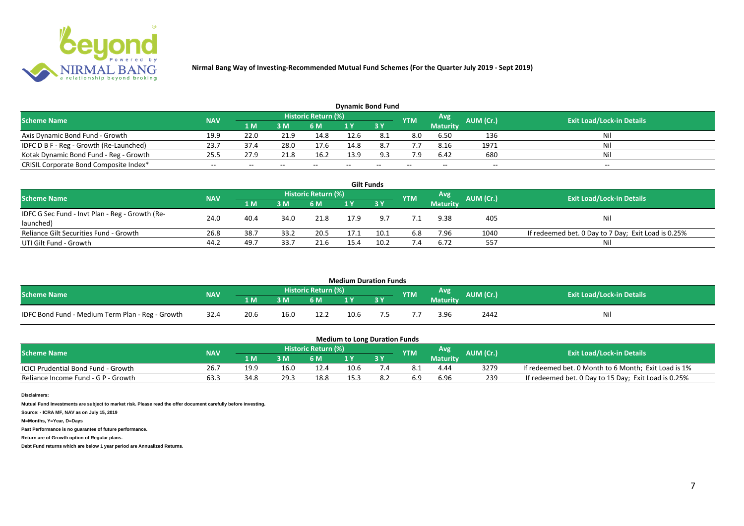**Nirmal Bang Way of Investing-Recommended Mutual Fund Schemes (For the Quarter July 2019 - Sept 2019)**

### Dynamic Bond Fund

| Scheme Name | NAV | Historic Return (%) | | | | | YTM | Avg Maturity | AUM (Cr.) | Exit Load/Lock-in Details |
|---|---|---|---|---|---|---|---|---|---|---|
| | | 1 M | 3 M | 6 M | 1 Y | 3 Y | | | | |
| Axis Dynamic Bond Fund - Growth | 19.9 | 22.0 | 21.9 | 14.8 | 12.6 | 8.1 | 8.0 | 6.50 | 136 | Nil |
| IDFC D B F - Reg - Growth (Re-Launched) | 23.7 | 37.4 | 28.0 | 17.6 | 14.8 | 8.7 | 7.7 | 8.16 | 1971 | Nil |
| Kotak Dynamic Bond Fund - Reg - Growth | 25.5 | 27.9 | 21.8 | 16.2 | 13.9 | 9.3 | 7.9 | 6.42 | 680 | Nil |
| CRISIL Corporate Bond Composite Index* | -- | -- | -- | -- | -- | -- | -- | -- | -- | -- |

### Gilt Funds

| Scheme Name | NAV | Historic Return (%) | | | | | YTM | Avg Maturity | AUM (Cr.) | Exit Load/Lock-in Details |
|---|---|---|---|---|---|---|---|---|---|---|
| | | 1 M | 3 M | 6 M | 1 Y | 3 Y | | | | |
| IDFC G Sec Fund - Invt Plan - Reg - Growth (Re-launched) | 24.0 | 40.4 | 34.0 | 21.8 | 17.9 | 9.7 | 7.1 | 9.38 | 405 | Nil |
| Reliance Gilt Securities Fund - Growth | 26.8 | 38.7 | 33.2 | 20.5 | 17.1 | 10.1 | 6.8 | 7.96 | 1040 | If redeemed bet. 0 Day to 7 Day; Exit Load is 0.25% |
| UTI Gilt Fund - Growth | 44.2 | 49.7 | 33.7 | 21.6 | 15.4 | 10.2 | 7.4 | 6.72 | 557 | Nil |

### Medium Duration Funds

| Scheme Name | NAV | Historic Return (%) | | | | | YTM | Avg Maturity | AUM (Cr.) | Exit Load/Lock-in Details |
|---|---|---|---|---|---|---|---|---|---|---|
| | | 1 M | 3 M | 6 M | 1 Y | 3 Y | | | | |
| IDFC Bond Fund - Medium Term Plan - Reg - Growth | 32.4 | 20.6 | 16.0 | 12.2 | 10.6 | 7.5 | 7.7 | 3.96 | 2442 | Nil |

### Medium to Long Duration Funds

| Scheme Name | NAV | Historic Return (%) | | | | | YTM | Avg Maturity | AUM (Cr.) | Exit Load/Lock-in Details |
|---|---|---|---|---|---|---|---|---|---|---|
| | | 1 M | 3 M | 6 M | 1 Y | 3 Y | | | | |
| ICICI Prudential Bond Fund - Growth | 26.7 | 19.9 | 16.0 | 12.4 | 10.6 | 7.4 | 8.1 | 4.44 | 3279 | If redeemed bet. 0 Month to 6 Month; Exit Load is 1% |
| Reliance Income Fund - G P - Growth | 63.3 | 34.8 | 29.3 | 18.8 | 15.3 | 8.2 | 6.9 | 6.96 | 239 | If redeemed bet. 0 Day to 15 Day; Exit Load is 0.25% |

**Disclaimers:**

**Mutual Fund Investments are subject to market risk. Please read the offer document carefully before investing.**

**Source: - ICRA MF, NAV as on July 15, 2019**

**M=Months, Y=Year, D=Days**

**Past Performance is no guarantee of future performance.**

**Return are of Growth option of Regular plans.**

**Debt Fund returns which are below 1 year period are Annualized Returns.**